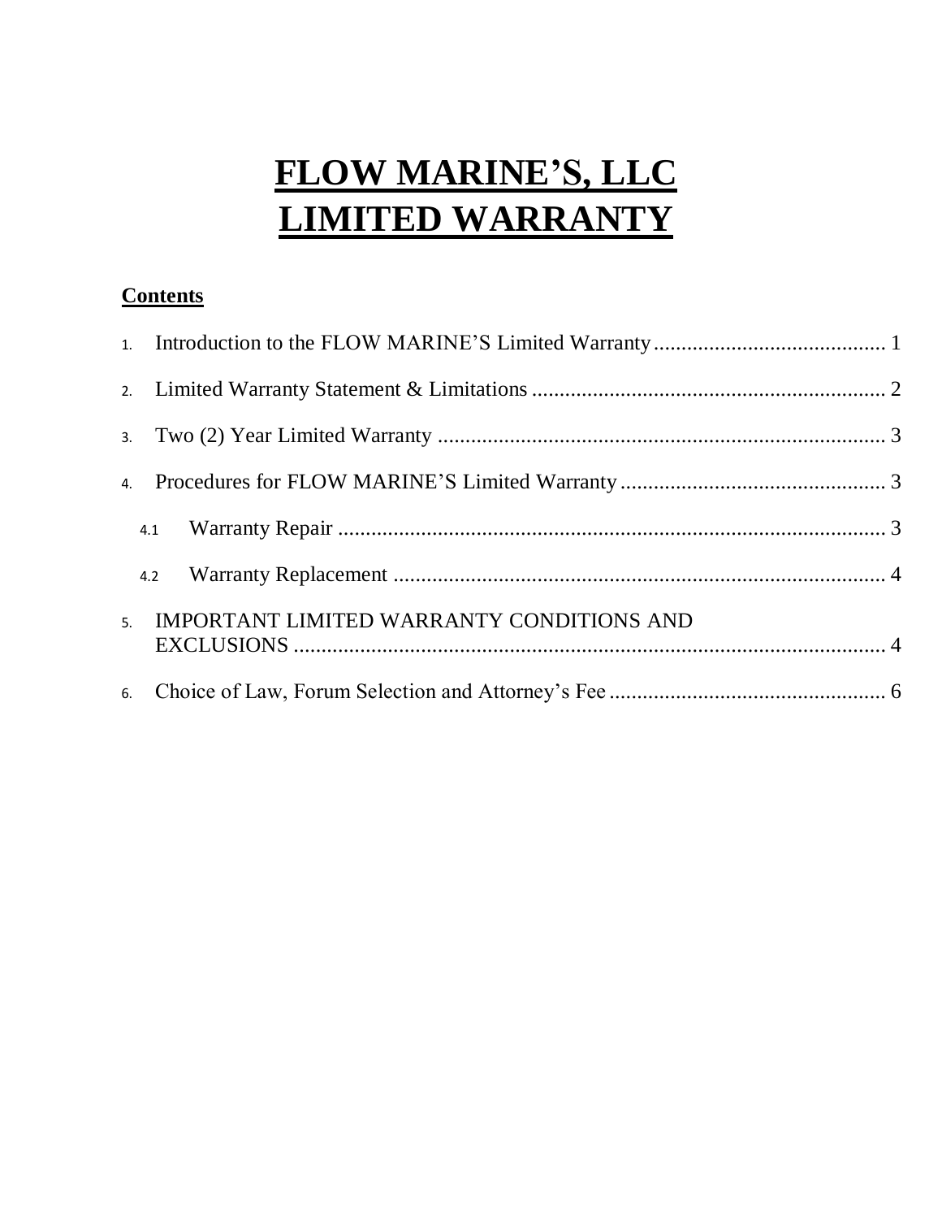# FLOW MARINE'S, LLC LIMITED WARRANTY

## Contents

1. Introduction to the FLOW MARINE'S Limited Warranty .......................................... 1
2. Limited Warranty Statement & Limitations ................................................................ 2
3. Two (2) Year Limited Warranty ................................................................................. 3
4. Procedures for FLOW MARINE'S Limited Warranty ................................................ 3
   - 4.1 Warranty Repair .................................................................................................... 3
   - 4.2 Warranty Replacement .......................................................................................... 4
5. IMPORTANT LIMITED WARRANTY CONDITIONS AND EXCLUSIONS ............................................................................................................ 4
6. Choice of Law, Forum Selection and Attorney's Fee .................................................. 6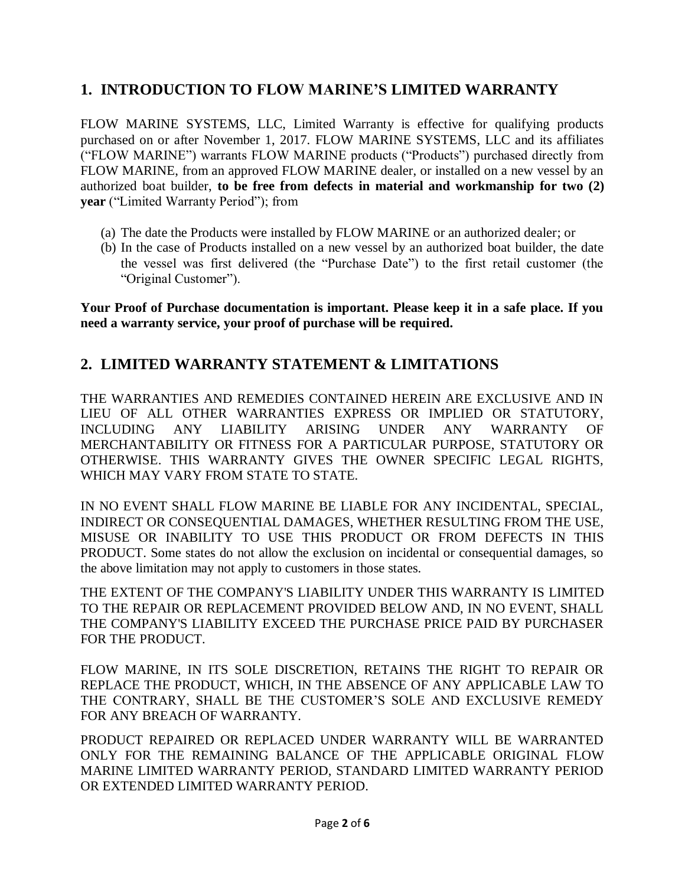## 1. INTRODUCTION TO FLOW MARINE'S LIMITED WARRANTY

FLOW MARINE SYSTEMS, LLC, Limited Warranty is effective for qualifying products purchased on or after November 1, 2017. FLOW MARINE SYSTEMS, LLC and its affiliates ("FLOW MARINE") warrants FLOW MARINE products ("Products") purchased directly from FLOW MARINE, from an approved FLOW MARINE dealer, or installed on a new vessel by an authorized boat builder, **to be free from defects in material and workmanship for two (2) year** ("Limited Warranty Period"); from

(a) The date the Products were installed by FLOW MARINE or an authorized dealer; or
(b) In the case of Products installed on a new vessel by an authorized boat builder, the date the vessel was first delivered (the "Purchase Date") to the first retail customer (the "Original Customer").

**Your Proof of Purchase documentation is important. Please keep it in a safe place. If you need a warranty service, your proof of purchase will be required.**

## 2. LIMITED WARRANTY STATEMENT & LIMITATIONS

THE WARRANTIES AND REMEDIES CONTAINED HEREIN ARE EXCLUSIVE AND IN LIEU OF ALL OTHER WARRANTIES EXPRESS OR IMPLIED OR STATUTORY, INCLUDING ANY LIABILITY ARISING UNDER ANY WARRANTY OF MERCHANTABILITY OR FITNESS FOR A PARTICULAR PURPOSE, STATUTORY OR OTHERWISE. THIS WARRANTY GIVES THE OWNER SPECIFIC LEGAL RIGHTS, WHICH MAY VARY FROM STATE TO STATE.

IN NO EVENT SHALL FLOW MARINE BE LIABLE FOR ANY INCIDENTAL, SPECIAL, INDIRECT OR CONSEQUENTIAL DAMAGES, WHETHER RESULTING FROM THE USE, MISUSE OR INABILITY TO USE THIS PRODUCT OR FROM DEFECTS IN THIS PRODUCT. Some states do not allow the exclusion on incidental or consequential damages, so the above limitation may not apply to customers in those states.

THE EXTENT OF THE COMPANY'S LIABILITY UNDER THIS WARRANTY IS LIMITED TO THE REPAIR OR REPLACEMENT PROVIDED BELOW AND, IN NO EVENT, SHALL THE COMPANY'S LIABILITY EXCEED THE PURCHASE PRICE PAID BY PURCHASER FOR THE PRODUCT.

FLOW MARINE, IN ITS SOLE DISCRETION, RETAINS THE RIGHT TO REPAIR OR REPLACE THE PRODUCT, WHICH, IN THE ABSENCE OF ANY APPLICABLE LAW TO THE CONTRARY, SHALL BE THE CUSTOMER'S SOLE AND EXCLUSIVE REMEDY FOR ANY BREACH OF WARRANTY.

PRODUCT REPAIRED OR REPLACED UNDER WARRANTY WILL BE WARRANTED ONLY FOR THE REMAINING BALANCE OF THE APPLICABLE ORIGINAL FLOW MARINE LIMITED WARRANTY PERIOD, STANDARD LIMITED WARRANTY PERIOD OR EXTENDED LIMITED WARRANTY PERIOD.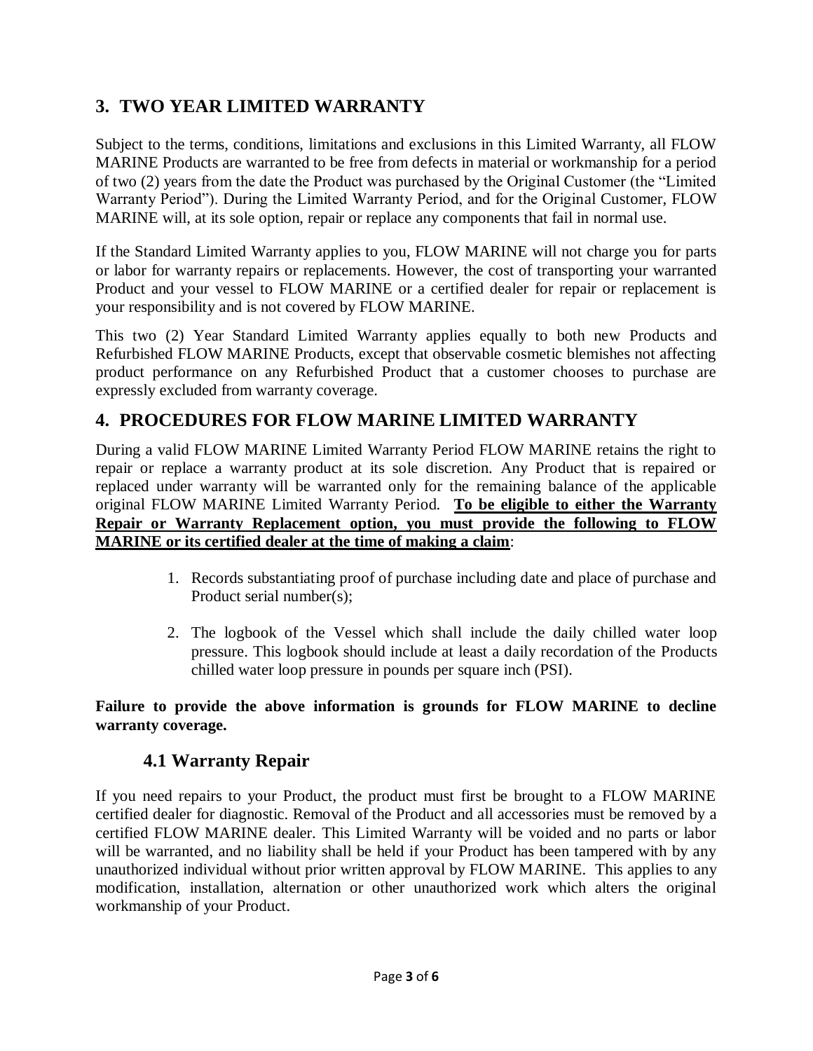## 3. TWO YEAR LIMITED WARRANTY

Subject to the terms, conditions, limitations and exclusions in this Limited Warranty, all FLOW MARINE Products are warranted to be free from defects in material or workmanship for a period of two (2) years from the date the Product was purchased by the Original Customer (the "Limited Warranty Period"). During the Limited Warranty Period, and for the Original Customer, FLOW MARINE will, at its sole option, repair or replace any components that fail in normal use.

If the Standard Limited Warranty applies to you, FLOW MARINE will not charge you for parts or labor for warranty repairs or replacements. However, the cost of transporting your warranted Product and your vessel to FLOW MARINE or a certified dealer for repair or replacement is your responsibility and is not covered by FLOW MARINE.

This two (2) Year Standard Limited Warranty applies equally to both new Products and Refurbished FLOW MARINE Products, except that observable cosmetic blemishes not affecting product performance on any Refurbished Product that a customer chooses to purchase are expressly excluded from warranty coverage.

## 4. PROCEDURES FOR FLOW MARINE LIMITED WARRANTY

During a valid FLOW MARINE Limited Warranty Period FLOW MARINE retains the right to repair or replace a warranty product at its sole discretion. Any Product that is repaired or replaced under warranty will be warranted only for the remaining balance of the applicable original FLOW MARINE Limited Warranty Period. **To be eligible to either the Warranty Repair or Warranty Replacement option, you must provide the following to FLOW MARINE or its certified dealer at the time of making a claim**:

1. Records substantiating proof of purchase including date and place of purchase and Product serial number(s);
2. The logbook of the Vessel which shall include the daily chilled water loop pressure. This logbook should include at least a daily recordation of the Products chilled water loop pressure in pounds per square inch (PSI).

**Failure to provide the above information is grounds for FLOW MARINE to decline warranty coverage.**

### 4.1 Warranty Repair

If you need repairs to your Product, the product must first be brought to a FLOW MARINE certified dealer for diagnostic. Removal of the Product and all accessories must be removed by a certified FLOW MARINE dealer. This Limited Warranty will be voided and no parts or labor will be warranted, and no liability shall be held if your Product has been tampered with by any unauthorized individual without prior written approval by FLOW MARINE. This applies to any modification, installation, alternation or other unauthorized work which alters the original workmanship of your Product.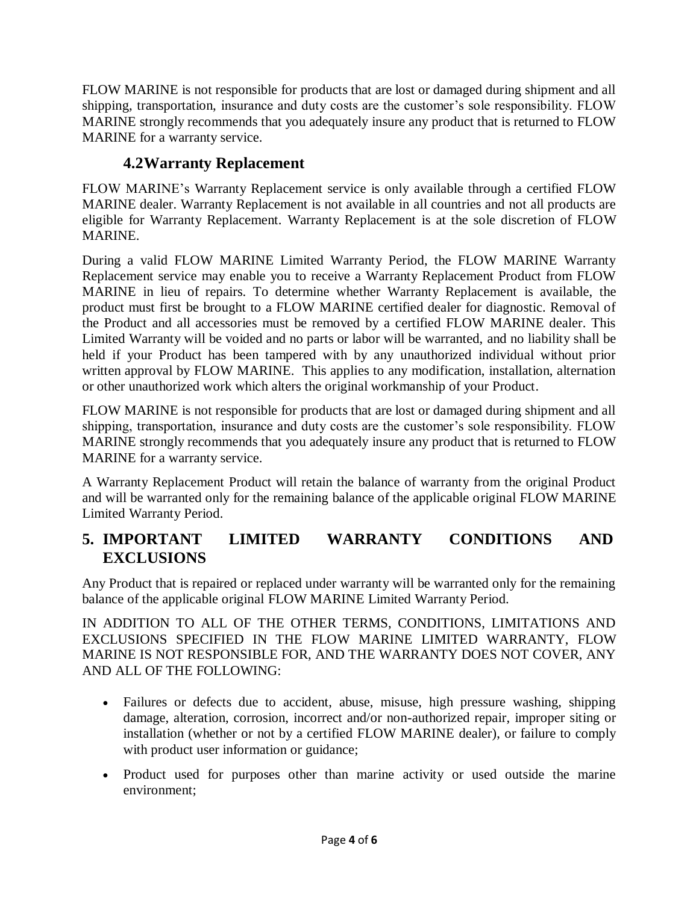FLOW MARINE is not responsible for products that are lost or damaged during shipment and all shipping, transportation, insurance and duty costs are the customer's sole responsibility. FLOW MARINE strongly recommends that you adequately insure any product that is returned to FLOW MARINE for a warranty service.

### 4.2 Warranty Replacement

FLOW MARINE's Warranty Replacement service is only available through a certified FLOW MARINE dealer. Warranty Replacement is not available in all countries and not all products are eligible for Warranty Replacement. Warranty Replacement is at the sole discretion of FLOW MARINE.

During a valid FLOW MARINE Limited Warranty Period, the FLOW MARINE Warranty Replacement service may enable you to receive a Warranty Replacement Product from FLOW MARINE in lieu of repairs. To determine whether Warranty Replacement is available, the product must first be brought to a FLOW MARINE certified dealer for diagnostic. Removal of the Product and all accessories must be removed by a certified FLOW MARINE dealer. This Limited Warranty will be voided and no parts or labor will be warranted, and no liability shall be held if your Product has been tampered with by any unauthorized individual without prior written approval by FLOW MARINE. This applies to any modification, installation, alternation or other unauthorized work which alters the original workmanship of your Product.

FLOW MARINE is not responsible for products that are lost or damaged during shipment and all shipping, transportation, insurance and duty costs are the customer's sole responsibility. FLOW MARINE strongly recommends that you adequately insure any product that is returned to FLOW MARINE for a warranty service.

A Warranty Replacement Product will retain the balance of warranty from the original Product and will be warranted only for the remaining balance of the applicable original FLOW MARINE Limited Warranty Period.

## 5. IMPORTANT LIMITED WARRANTY CONDITIONS AND EXCLUSIONS

Any Product that is repaired or replaced under warranty will be warranted only for the remaining balance of the applicable original FLOW MARINE Limited Warranty Period.

IN ADDITION TO ALL OF THE OTHER TERMS, CONDITIONS, LIMITATIONS AND EXCLUSIONS SPECIFIED IN THE FLOW MARINE LIMITED WARRANTY, FLOW MARINE IS NOT RESPONSIBLE FOR, AND THE WARRANTY DOES NOT COVER, ANY AND ALL OF THE FOLLOWING:

- Failures or defects due to accident, abuse, misuse, high pressure washing, shipping damage, alteration, corrosion, incorrect and/or non-authorized repair, improper siting or installation (whether or not by a certified FLOW MARINE dealer), or failure to comply with product user information or guidance;
- Product used for purposes other than marine activity or used outside the marine environment;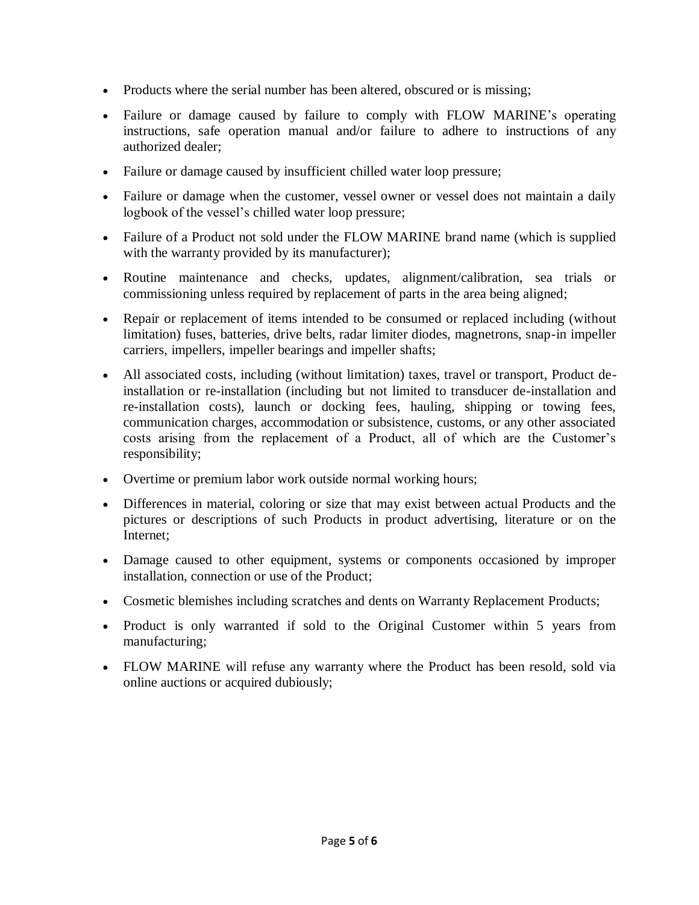- Products where the serial number has been altered, obscured or is missing;
- Failure or damage caused by failure to comply with FLOW MARINE's operating instructions, safe operation manual and/or failure to adhere to instructions of any authorized dealer;
- Failure or damage caused by insufficient chilled water loop pressure;
- Failure or damage when the customer, vessel owner or vessel does not maintain a daily logbook of the vessel's chilled water loop pressure;
- Failure of a Product not sold under the FLOW MARINE brand name (which is supplied with the warranty provided by its manufacturer);
- Routine maintenance and checks, updates, alignment/calibration, sea trials or commissioning unless required by replacement of parts in the area being aligned;
- Repair or replacement of items intended to be consumed or replaced including (without limitation) fuses, batteries, drive belts, radar limiter diodes, magnetrons, snap-in impeller carriers, impellers, impeller bearings and impeller shafts;
- All associated costs, including (without limitation) taxes, travel or transport, Product de-installation or re-installation (including but not limited to transducer de-installation and re-installation costs), launch or docking fees, hauling, shipping or towing fees, communication charges, accommodation or subsistence, customs, or any other associated costs arising from the replacement of a Product, all of which are the Customer's responsibility;
- Overtime or premium labor work outside normal working hours;
- Differences in material, coloring or size that may exist between actual Products and the pictures or descriptions of such Products in product advertising, literature or on the Internet;
- Damage caused to other equipment, systems or components occasioned by improper installation, connection or use of the Product;
- Cosmetic blemishes including scratches and dents on Warranty Replacement Products;
- Product is only warranted if sold to the Original Customer within 5 years from manufacturing;
- FLOW MARINE will refuse any warranty where the Product has been resold, sold via online auctions or acquired dubiously;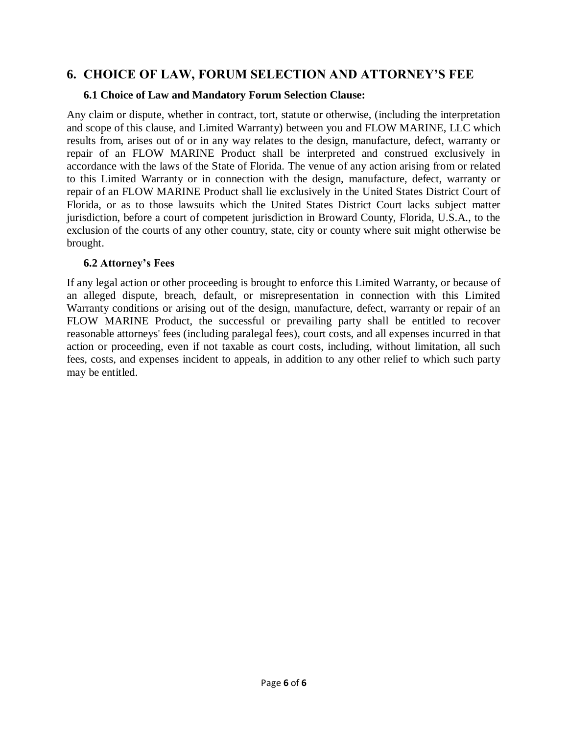## 6. CHOICE OF LAW, FORUM SELECTION AND ATTORNEY'S FEE

### 6.1 Choice of Law and Mandatory Forum Selection Clause:

Any claim or dispute, whether in contract, tort, statute or otherwise, (including the interpretation and scope of this clause, and Limited Warranty) between you and FLOW MARINE, LLC which results from, arises out of or in any way relates to the design, manufacture, defect, warranty or repair of an FLOW MARINE Product shall be interpreted and construed exclusively in accordance with the laws of the State of Florida. The venue of any action arising from or related to this Limited Warranty or in connection with the design, manufacture, defect, warranty or repair of an FLOW MARINE Product shall lie exclusively in the United States District Court of Florida, or as to those lawsuits which the United States District Court lacks subject matter jurisdiction, before a court of competent jurisdiction in Broward County, Florida, U.S.A., to the exclusion of the courts of any other country, state, city or county where suit might otherwise be brought.

### 6.2 Attorney's Fees

If any legal action or other proceeding is brought to enforce this Limited Warranty, or because of an alleged dispute, breach, default, or misrepresentation in connection with this Limited Warranty conditions or arising out of the design, manufacture, defect, warranty or repair of an FLOW MARINE Product, the successful or prevailing party shall be entitled to recover reasonable attorneys' fees (including paralegal fees), court costs, and all expenses incurred in that action or proceeding, even if not taxable as court costs, including, without limitation, all such fees, costs, and expenses incident to appeals, in addition to any other relief to which such party may be entitled.